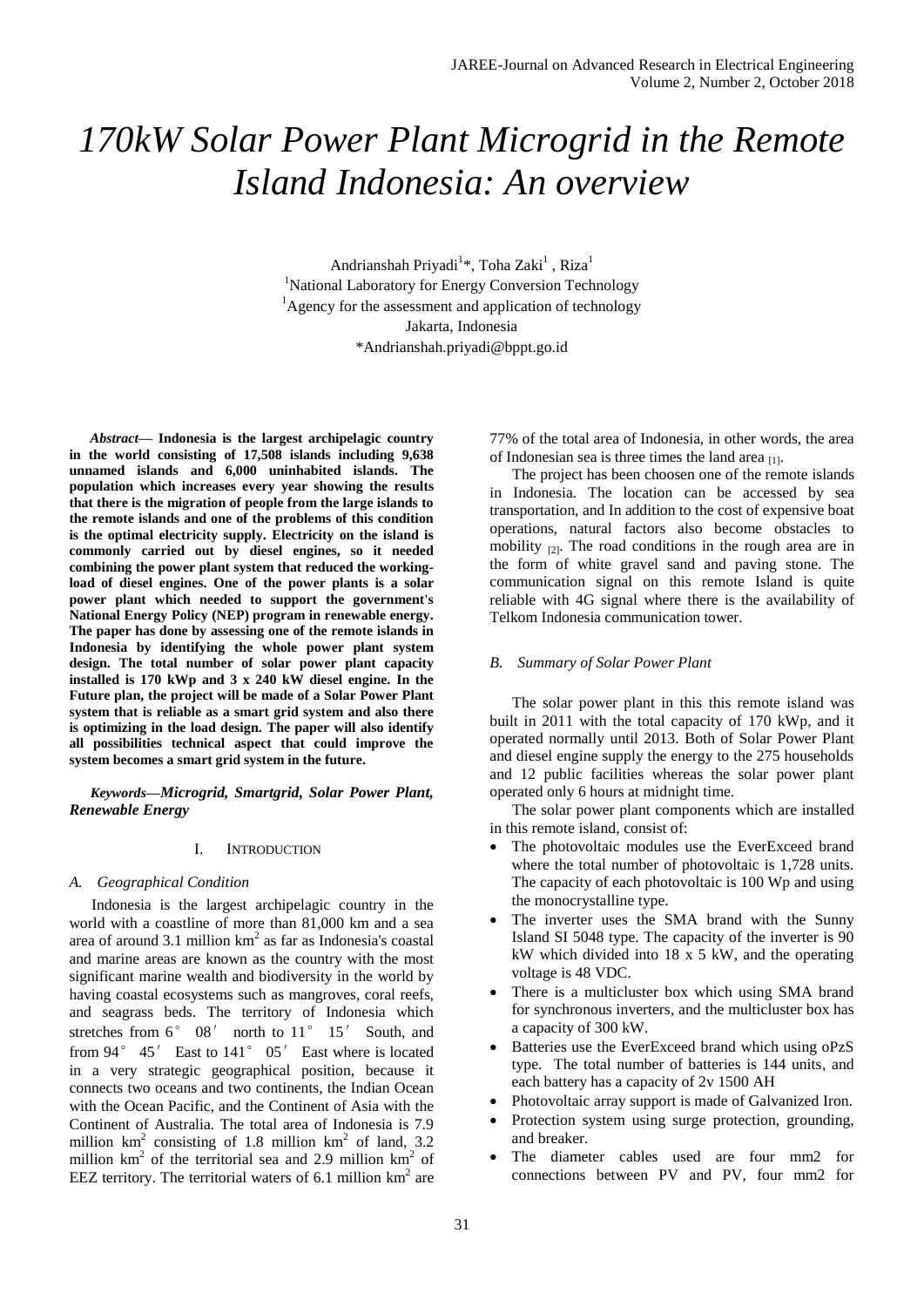# 170kW Solar Power Plant Microgrid in the Remote Island Indonesia: An overview

Andrianshah Priyadi[1]*, Toha Zaki[1] , Riza[1]
[1]National Laboratory for Energy Conversion Technology
[1]Agency for the assessment and application of technology
Jakarta, Indonesia
*Andrianshah.priyadi@bppt.go.id

***Abstract*— Indonesia is the largest archipelagic country in the world consisting of 17,508 islands including 9,638 unnamed islands and 6,000 uninhabited islands. The population which increases every year showing the results that there is the migration of people from the large islands to the remote islands and one of the problems of this condition is the optimal electricity supply. Electricity on the island is commonly carried out by diesel engines, so it needed combining the power plant system that reduced the working-load of diesel engines. One of the power plants is a solar power plant which needed to support the government's National Energy Policy (NEP) program in renewable energy. The paper has done by assessing one of the remote islands in Indonesia by identifying the whole power plant system design. The total number of solar power plant capacity installed is 170 kWp and 3 x 240 kW diesel engine. In the Future plan, the project will be made of a Solar Power Plant system that is reliable as a smart grid system and also there is optimizing in the load design. The paper will also identify all possibilities technical aspect that could improve the system becomes a smart grid system in the future.**

***Keywords*—*Microgrid, Smartgrid, Solar Power Plant, Renewable Energy***

## I. Introduction

### *A. Geographical Condition*

Indonesia is the largest archipelagic country in the world with a coastline of more than 81,000 km and a sea area of around 3.1 million km$^2$ as far as Indonesia's coastal and marine areas are known as the country with the most significant marine wealth and biodiversity in the world by having coastal ecosystems such as mangroves, coral reefs, and seagrass beds. The territory of Indonesia which stretches from 6° 08′ north to 11° 15′ South, and from 94° 45′ East to 141° 05′ East where is located in a very strategic geographical position, because it connects two oceans and two continents, the Indian Ocean with the Ocean Pacific, and the Continent of Asia with the Continent of Australia. The total area of Indonesia is 7.9 million km$^2$ consisting of 1.8 million km$^2$ of land, 3.2 million km$^2$ of the territorial sea and 2.9 million km$^2$ of EEZ territory. The territorial waters of 6.1 million km$^2$ are 77% of the total area of Indonesia, in other words, the area of Indonesian sea is three times the land area [1].

The project has been choosen one of the remote islands in Indonesia. The location can be accessed by sea transportation, and In addition to the cost of expensive boat operations, natural factors also become obstacles to mobility [2]. The road conditions in the rough area are in the form of white gravel sand and paving stone. The communication signal on this remote Island is quite reliable with 4G signal where there is the availability of Telkom Indonesia communication tower.

### *B. Summary of Solar Power Plant*

The solar power plant in this this remote island was built in 2011 with the total capacity of 170 kWp, and it operated normally until 2013. Both of Solar Power Plant and diesel engine supply the energy to the 275 households and 12 public facilities whereas the solar power plant operated only 6 hours at midnight time.

The solar power plant components which are installed in this remote island, consist of:

- The photovoltaic modules use the EverExceed brand where the total number of photovoltaic is 1,728 units. The capacity of each photovoltaic is 100 Wp and using the monocrystalline type.
- The inverter uses the SMA brand with the Sunny Island SI 5048 type. The capacity of the inverter is 90 kW which divided into 18 x 5 kW, and the operating voltage is 48 VDC.
- There is a multicluster box which using SMA brand for synchronous inverters, and the multicluster box has a capacity of 300 kW.
- Batteries use the EverExceed brand which using oPzS type. The total number of batteries is 144 units, and each battery has a capacity of 2v 1500 AH
- Photovoltaic array support is made of Galvanized Iron.
- Protection system using surge protection, grounding, and breaker.
- The diameter cables used are four mm2 for connections between PV and PV, four mm2 for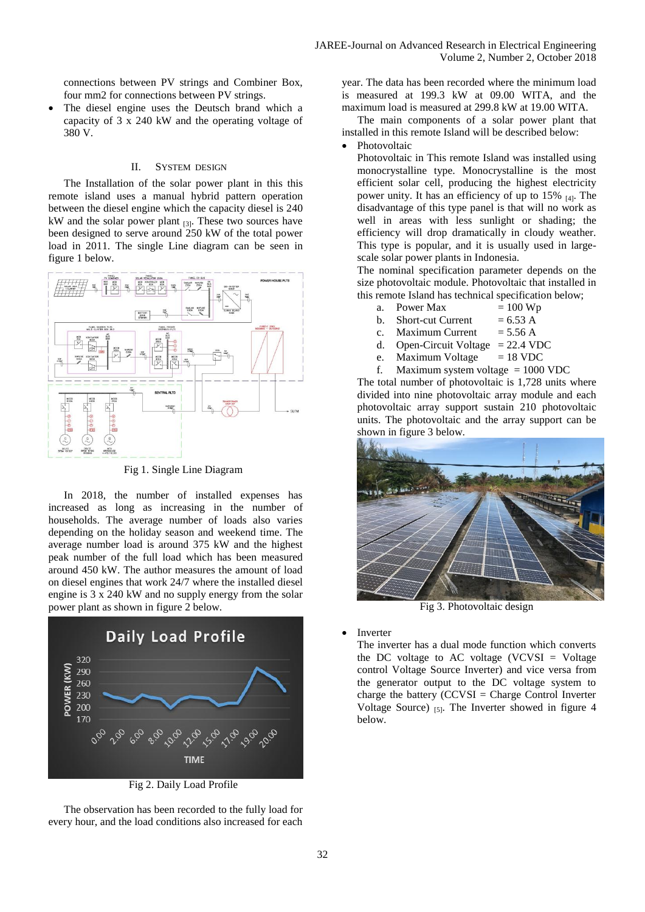connections between PV strings and Combiner Box, four mm2 for connections between PV strings.

- The diesel engine uses the Deutsch brand which a capacity of 3 x 240 kW and the operating voltage of 380 V.

## II. System Design

The Installation of the solar power plant in this this remote island uses a manual hybrid pattern operation between the diesel engine which the capacity diesel is 240 kW and the solar power plant [3]. These two sources have been designed to serve around 250 kW of the total power load in 2011. The single Line diagram can be seen in figure 1 below.

Fig 1. Single Line Diagram

In 2018, the number of installed expenses has increased as long as increasing in the number of households. The average number of loads also varies depending on the holiday season and weekend time. The average number load is around 375 kW and the highest peak number of the full load which has been measured around 450 kW. The author measures the amount of load on diesel engines that work 24/7 where the installed diesel engine is 3 x 240 kW and no supply energy from the solar power plant as shown in figure 2 below.

Fig 2. Daily Load Profile

The observation has been recorded to the fully load for every hour, and the load conditions also increased for each year. The data has been recorded where the minimum load is measured at 199.3 kW at 09.00 WITA, and the maximum load is measured at 299.8 kW at 19.00 WITA.

The main components of a solar power plant that installed in this remote Island will be described below:

- Photovoltaic

  Photovoltaic in This remote Island was installed using monocrystalline type. Monocrystalline is the most efficient solar cell, producing the highest electricity power unity. It has an efficiency of up to 15% [4]. The disadvantage of this type panel is that will no work as well in areas with less sunlight or shading; the efficiency will drop dramatically in cloudy weather. This type is popular, and it is usually used in large-scale solar power plants in Indonesia.

  The nominal specification parameter depends on the size photovoltaic module. Photovoltaic that installed in this remote Island has technical specification below;

  a. Power Max = 100 Wp
  b. Short-cut Current = 6.53 A
  c. Maximum Current = 5.56 A
  d. Open-Circuit Voltage = 22.4 VDC
  e. Maximum Voltage = 18 VDC
  f. Maximum system voltage = 1000 VDC

  The total number of photovoltaic is 1,728 units where divided into nine photovoltaic array module and each photovoltaic array support sustain 210 photovoltaic units. The photovoltaic and the array support can be shown in figure 3 below.

Fig 3. Photovoltaic design

- Inverter

  The inverter has a dual mode function which converts the DC voltage to AC voltage (VCVSI = Voltage control Voltage Source Inverter) and vice versa from the generator output to the DC voltage system to charge the battery (CCVSI = Charge Control Inverter Voltage Source) [5]. The Inverter showed in figure 4 below.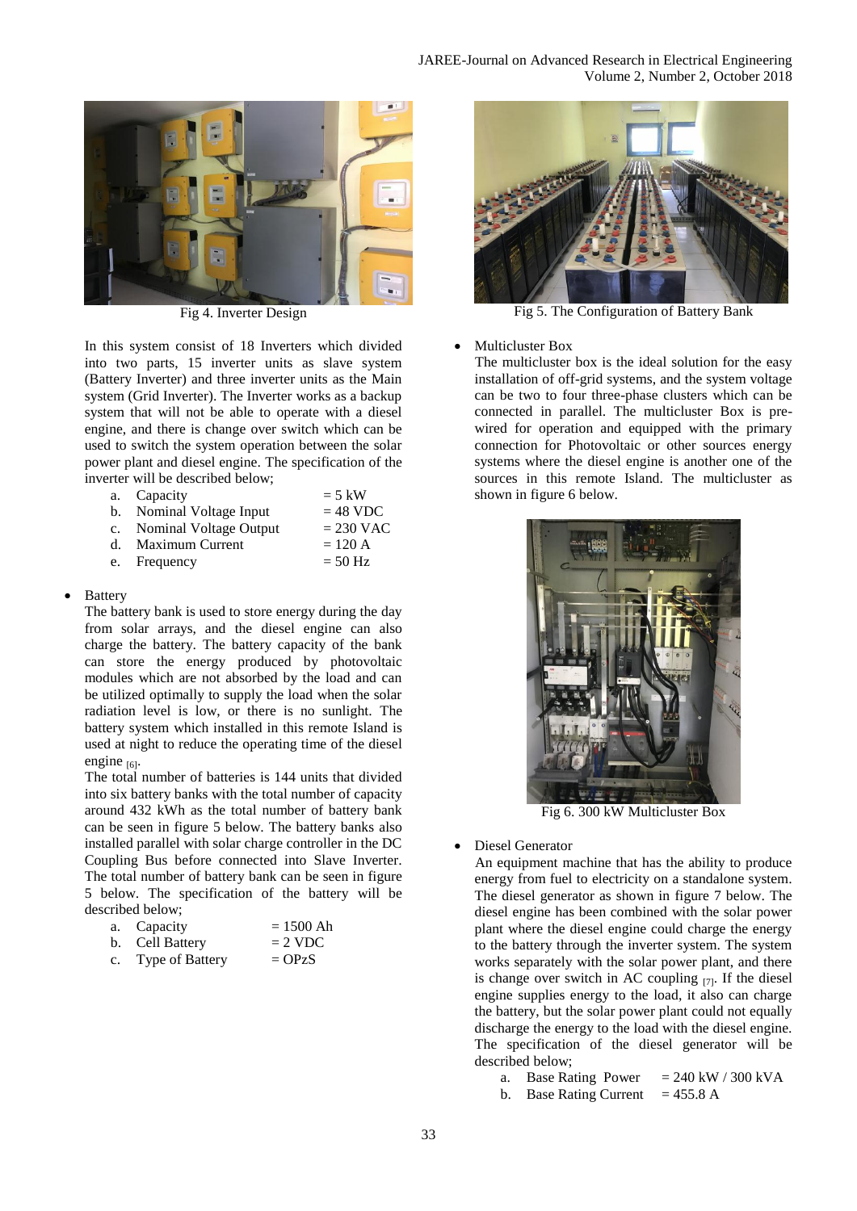Fig 4. Inverter Design

In this system consist of 18 Inverters which divided into two parts, 15 inverter units as slave system (Battery Inverter) and three inverter units as the Main system (Grid Inverter). The Inverter works as a backup system that will not be able to operate with a diesel engine, and there is change over switch which can be used to switch the system operation between the solar power plant and diesel engine. The specification of the inverter will be described below;

a. Capacity = 5 kW
b. Nominal Voltage Input = 48 VDC
c. Nominal Voltage Output = 230 VAC
d. Maximum Current = 120 A
e. Frequency = 50 Hz

- Battery

The battery bank is used to store energy during the day from solar arrays, and the diesel engine can also charge the battery. The battery capacity of the bank can store the energy produced by photovoltaic modules which are not absorbed by the load and can be utilized optimally to supply the load when the solar radiation level is low, or there is no sunlight. The battery system which installed in this remote Island is used at night to reduce the operating time of the diesel engine [6].

The total number of batteries is 144 units that divided into six battery banks with the total number of capacity around 432 kWh as the total number of battery bank can be seen in figure 5 below. The battery banks also installed parallel with solar charge controller in the DC Coupling Bus before connected into Slave Inverter. The total number of battery bank can be seen in figure 5 below. The specification of the battery will be described below;

a. Capacity = 1500 Ah
b. Cell Battery = 2 VDC
c. Type of Battery = OPzS

Fig 5. The Configuration of Battery Bank

- Multicluster Box

The multicluster box is the ideal solution for the easy installation of off-grid systems, and the system voltage can be two to four three-phase clusters which can be connected in parallel. The multicluster Box is pre-wired for operation and equipped with the primary connection for Photovoltaic or other sources energy systems where the diesel engine is another one of the sources in this remote Island. The multicluster as shown in figure 6 below.

Fig 6. 300 kW Multicluster Box

- Diesel Generator

An equipment machine that has the ability to produce energy from fuel to electricity on a standalone system. The diesel generator as shown in figure 7 below. The diesel engine has been combined with the solar power plant where the diesel engine could charge the energy to the battery through the inverter system. The system works separately with the solar power plant, and there is change over switch in AC coupling [7]. If the diesel engine supplies energy to the load, it also can charge the battery, but the solar power plant could not equally discharge the energy to the load with the diesel engine. The specification of the diesel generator will be described below;

a. Base Rating Power = 240 kW / 300 kVA
b. Base Rating Current = 455.8 A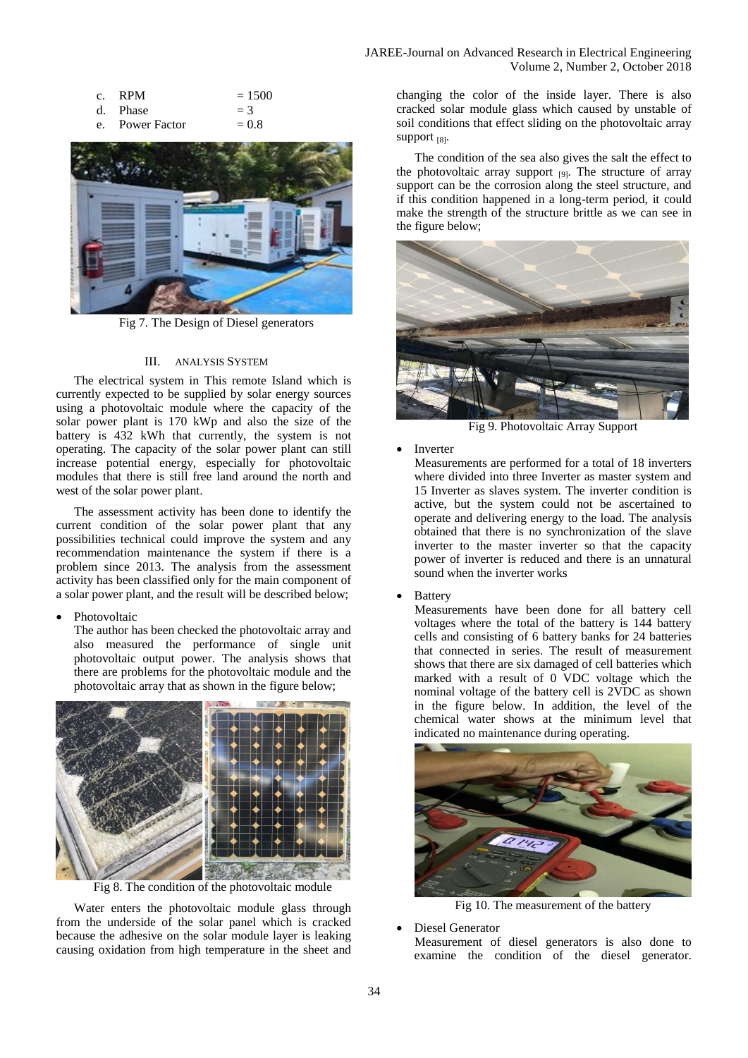c. RPM = 1500
d. Phase = 3
e. Power Factor = 0.8

Fig 7. The Design of Diesel generators

## III. Analysis System

The electrical system in This remote Island which is currently expected to be supplied by solar energy sources using a photovoltaic module where the capacity of the solar power plant is 170 kWp and also the size of the battery is 432 kWh that currently, the system is not operating. The capacity of the solar power plant can still increase potential energy, especially for photovoltaic modules that there is still free land around the north and west of the solar power plant.

The assessment activity has been done to identify the current condition of the solar power plant that any possibilities technical could improve the system and any recommendation maintenance the system if there is a problem since 2013. The analysis from the assessment activity has been classified only for the main component of a solar power plant, and the result will be described below;

- Photovoltaic
  The author has been checked the photovoltaic array and also measured the performance of single unit photovoltaic output power. The analysis shows that there are problems for the photovoltaic module and the photovoltaic array that as shown in the figure below;

Fig 8. The condition of the photovoltaic module

Water enters the photovoltaic module glass through from the underside of the solar panel which is cracked because the adhesive on the solar module layer is leaking causing oxidation from high temperature in the sheet and changing the color of the inside layer. There is also cracked solar module glass which caused by unstable of soil conditions that effect sliding on the photovoltaic array support [8].

The condition of the sea also gives the salt the effect to the photovoltaic array support [9]. The structure of array support can be the corrosion along the steel structure, and if this condition happened in a long-term period, it could make the strength of the structure brittle as we can see in the figure below;

Fig 9. Photovoltaic Array Support

- Inverter
  Measurements are performed for a total of 18 inverters where divided into three Inverter as master system and 15 Inverter as slaves system. The inverter condition is active, but the system could not be ascertained to operate and delivering energy to the load. The analysis obtained that there is no synchronization of the slave inverter to the master inverter so that the capacity power of inverter is reduced and there is an unnatural sound when the inverter works

- Battery
  Measurements have been done for all battery cell voltages where the total of the battery is 144 battery cells and consisting of 6 battery banks for 24 batteries that connected in series. The result of measurement shows that there are six damaged of cell batteries which marked with a result of 0 VDC voltage which the nominal voltage of the battery cell is 2VDC as shown in the figure below. In addition, the level of the chemical water shows at the minimum level that indicated no maintenance during operating.

Fig 10. The measurement of the battery

- Diesel Generator
  Measurement of diesel generators is also done to examine the condition of the diesel generator.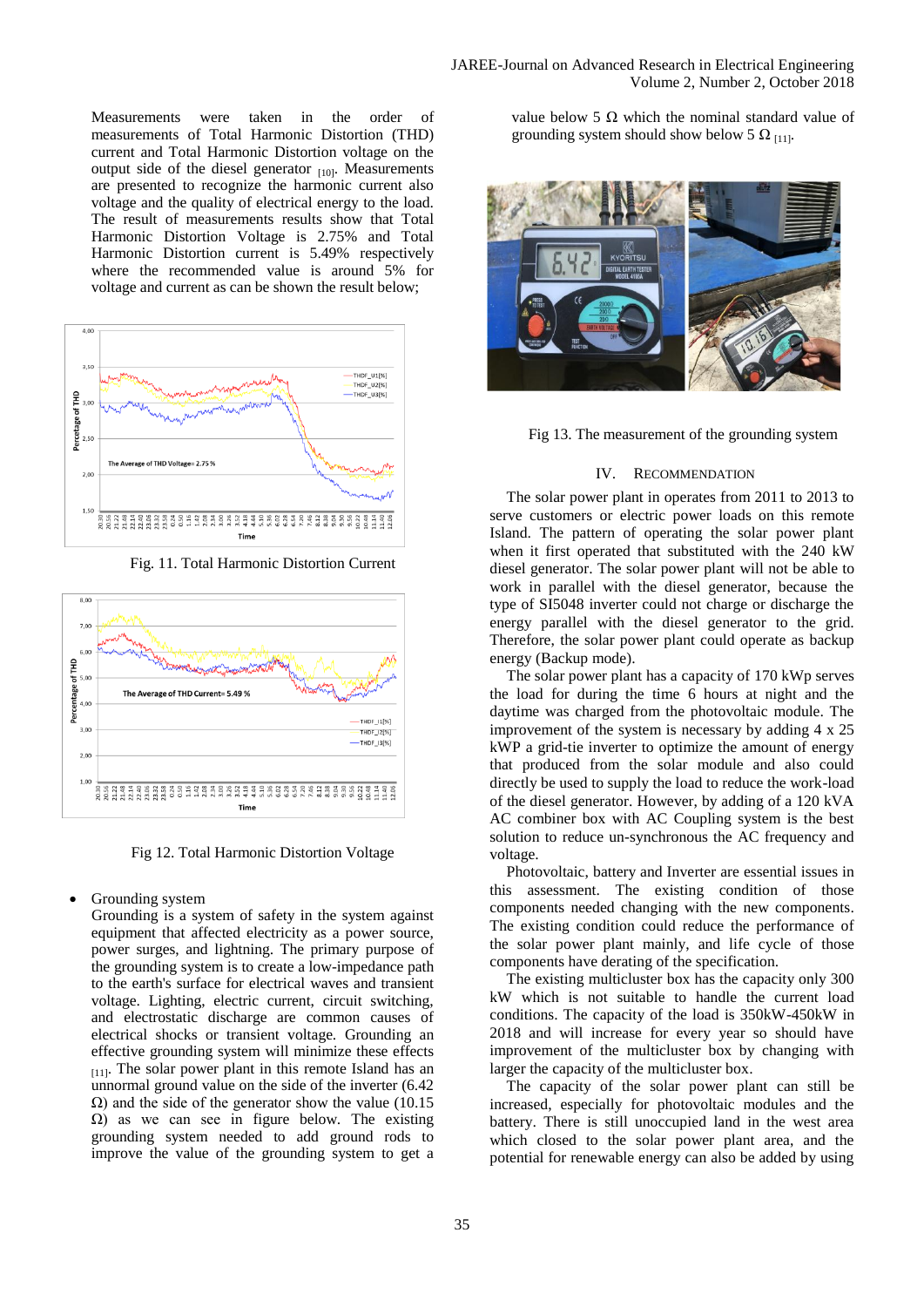Measurements were taken in the order of measurements of Total Harmonic Distortion (THD) current and Total Harmonic Distortion voltage on the output side of the diesel generator [10]. Measurements are presented to recognize the harmonic current also voltage and the quality of electrical energy to the load. The result of measurements results show that Total Harmonic Distortion Voltage is 2.75% and Total Harmonic Distortion current is 5.49% respectively where the recommended value is around 5% for voltage and current as can be shown the result below;

Fig. 11. Total Harmonic Distortion Current

Fig 12. Total Harmonic Distortion Voltage

- Grounding system

Grounding is a system of safety in the system against equipment that affected electricity as a power source, power surges, and lightning. The primary purpose of the grounding system is to create a low-impedance path to the earth's surface for electrical waves and transient voltage. Lighting, electric current, circuit switching, and electrostatic discharge are common causes of electrical shocks or transient voltage. Grounding an effective grounding system will minimize these effects [11]. The solar power plant in this remote Island has an unnormal ground value on the side of the inverter (6.42 Ω) and the side of the generator show the value (10.15 Ω) as we can see in figure below. The existing grounding system needed to add ground rods to improve the value of the grounding system to get a value below 5 Ω which the nominal standard value of grounding system should show below 5 Ω [11].

Fig 13. The measurement of the grounding system

## IV. Recommendation

The solar power plant in operates from 2011 to 2013 to serve customers or electric power loads on this remote Island. The pattern of operating the solar power plant when it first operated that substituted with the 240 kW diesel generator. The solar power plant will not be able to work in parallel with the diesel generator, because the type of SI5048 inverter could not charge or discharge the energy parallel with the diesel generator to the grid. Therefore, the solar power plant could operate as backup energy (Backup mode).

The solar power plant has a capacity of 170 kWp serves the load for during the time 6 hours at night and the daytime was charged from the photovoltaic module. The improvement of the system is necessary by adding 4 x 25 kWP a grid-tie inverter to optimize the amount of energy that produced from the solar module and also could directly be used to supply the load to reduce the work-load of the diesel generator. However, by adding of a 120 kVA AC combiner box with AC Coupling system is the best solution to reduce un-synchronous the AC frequency and voltage.

Photovoltaic, battery and Inverter are essential issues in this assessment. The existing condition of those components needed changing with the new components. The existing condition could reduce the performance of the solar power plant mainly, and life cycle of those components have derating of the specification.

The existing multicluster box has the capacity only 300 kW which is not suitable to handle the current load conditions. The capacity of the load is 350kW-450kW in 2018 and will increase for every year so should have improvement of the multicluster box by changing with larger the capacity of the multicluster box.

The capacity of the solar power plant can still be increased, especially for photovoltaic modules and the battery. There is still unoccupied land in the west area which closed to the solar power plant area, and the potential for renewable energy can also be added by using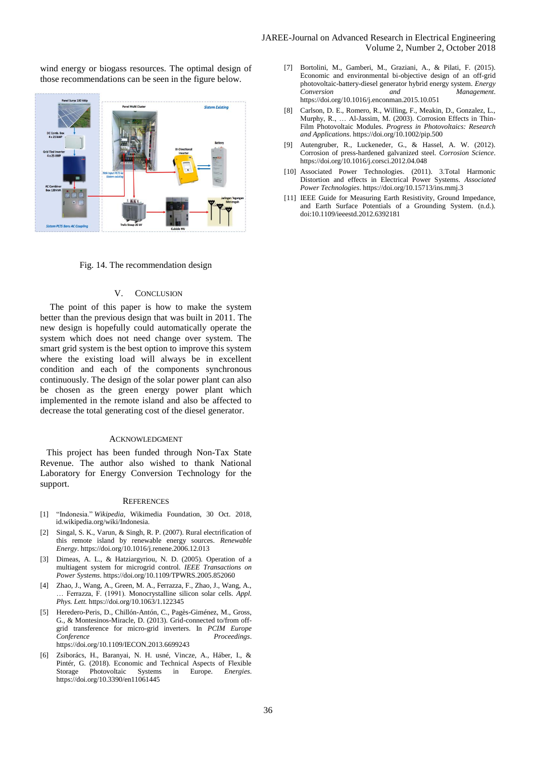wind energy or biogass resources. The optimal design of those recommendations can be seen in the figure below.

Panel Surya 100 kWp
DC Comb. Box 4 x 25 kWP
Grid Tied Inverter 4 x 25 kWP
AC Combiner Box 120 kVA
Sistem PLTS Baru AC Coupling
Panel Multi Cluster
Sistem Existing
Titik Inject PLTS ke Sistem existing
Bi-Directional Inverter
Battery
Trafo Stepup 20 kV
Cubicle MV
Jaringan Tegangan Menengah

Fig. 14. The recommendation design

## V. Conclusion

The point of this paper is how to make the system better than the previous design that was built in 2011. The new design is hopefully could automatically operate the system which does not need change over system. The smart grid system is the best option to improve this system where the existing load will always be in excellent condition and each of the components synchronous continuously. The design of the solar power plant can also be chosen as the green energy power plant which implemented in the remote island and also be affected to decrease the total generating cost of the diesel generator.

## Acknowledgment

This project has been funded through Non-Tax State Revenue. The author also wished to thank National Laboratory for Energy Conversion Technology for the support.

## References

[1] "Indonesia." *Wikipedia*, Wikimedia Foundation, 30 Oct. 2018, id.wikipedia.org/wiki/Indonesia.

[2] Singal, S. K., Varun, & Singh, R. P. (2007). Rural electrification of this remote island by renewable energy sources. *Renewable Energy*. https://doi.org/10.1016/j.renene.2006.12.013

[3] Dimeas, A. L., & Hatziargyriou, N. D. (2005). Operation of a multiagent system for microgrid control. *IEEE Transactions on Power Systems*. https://doi.org/10.1109/TPWRS.2005.852060

[4] Zhao, J., Wang, A., Green, M. A., Ferrazza, F., Zhao, J., Wang, A., … Ferrazza, F. (1991). Monocrystalline silicon solar cells. *Appl. Phys. Lett.* https://doi.org/10.1063/1.122345

[5] Heredero-Peris, D., Chillón-Antón, C., Pagès-Giménez, M., Gross, G., & Montesinos-Miracle, D. (2013). Grid-connected to/from off-grid transference for micro-grid inverters. In *PCIM Europe Conference Proceedings*. https://doi.org/10.1109/IECON.2013.6699243

[6] Zsiborács, H., Baranyai, N. H. usné, Vincze, A., Háber, I., & Pintér, G. (2018). Economic and Technical Aspects of Flexible Storage Photovoltaic Systems in Europe. *Energies*. https://doi.org/10.3390/en11061445

[7] Bortolini, M., Gamberi, M., Graziani, A., & Pilati, F. (2015). Economic and environmental bi-objective design of an off-grid photovoltaic-battery-diesel generator hybrid energy system. *Energy Conversion and Management*. https://doi.org/10.1016/j.enconman.2015.10.051

[8] Carlson, D. E., Romero, R., Willing, F., Meakin, D., Gonzalez, L., Murphy, R., … Al-Jassim, M. (2003). Corrosion Effects in Thin-Film Photovoltaic Modules. *Progress in Photovoltaics: Research and Applications*. https://doi.org/10.1002/pip.500

[9] Autengruber, R., Luckeneder, G., & Hassel, A. W. (2012). Corrosion of press-hardened galvanized steel. *Corrosion Science*. https://doi.org/10.1016/j.corsci.2012.04.048

[10] Associated Power Technologies. (2011). 3.Total Harmonic Distortion and effects in Electrical Power Systems. *Associated Power Technologies*. https://doi.org/10.15713/ins.mmj.3

[11] IEEE Guide for Measuring Earth Resistivity, Ground Impedance, and Earth Surface Potentials of a Grounding System. (n.d.). doi:10.1109/ieeestd.2012.6392181